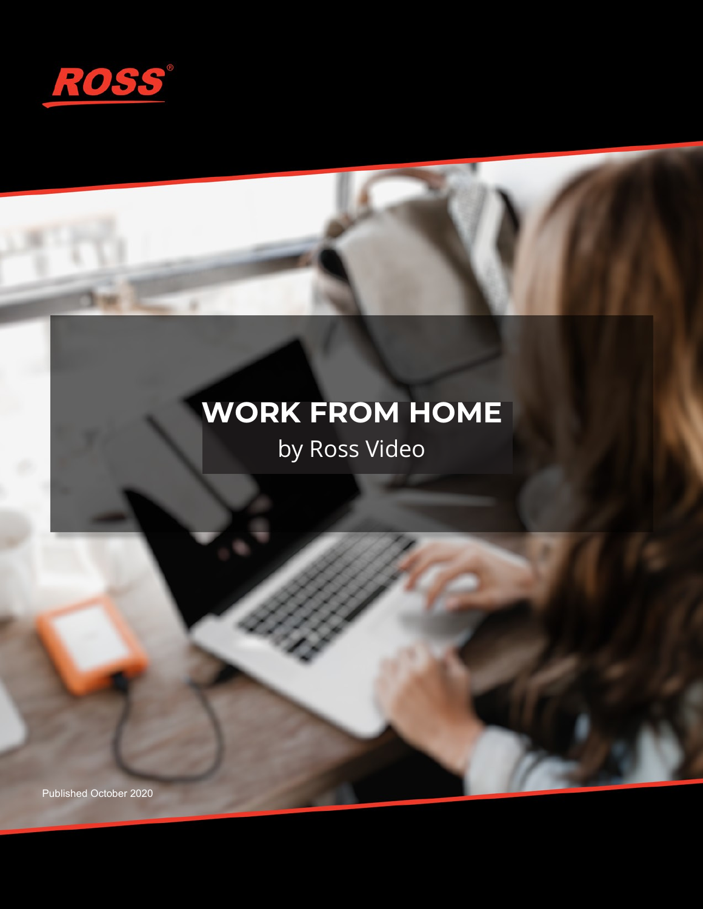ROSS

# WORK FROM HOME

by Ross Video

Published October 2020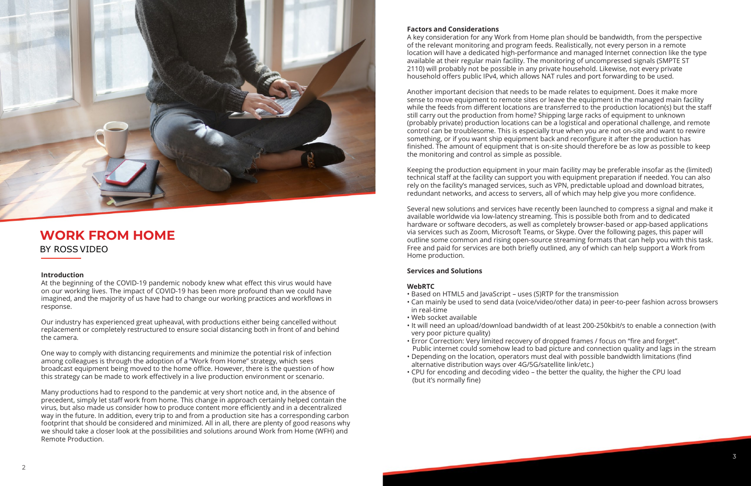# WORK FROM HOME

BY ROSS VIDEO

## Introduction

At the beginning of the COVID-19 pandemic nobody knew what effect this virus would have on our working lives. The impact of COVID-19 has been more profound than we could have imagined, and the majority of us have had to change our working practices and workflows in response.

Our industry has experienced great upheaval, with productions either being cancelled without replacement or completely restructured to ensure social distancing both in front of and behind the camera.

One way to comply with distancing requirements and minimize the potential risk of infection among colleagues is through the adoption of a "Work from Home" strategy, which sees broadcast equipment being moved to the home office. However, there is the question of how this strategy can be made to work effectively in a live production environment or scenario.

Many productions had to respond to the pandemic at very short notice and, in the absence of precedent, simply let staff work from home. This change in approach certainly helped contain the virus, but also made us consider how to produce content more efficiently and in a decentralized way in the future. In addition, every trip to and from a production site has a corresponding carbon footprint that should be considered and minimized. All in all, there are plenty of good reasons why we should take a closer look at the possibilities and solutions around Work from Home (WFH) and Remote Production.

## Factors and Considerations

A key consideration for any Work from Home plan should be bandwidth, from the perspective of the relevant monitoring and program feeds. Realistically, not every person in a remote location will have a dedicated high-performance and managed Internet connection like the type available at their regular main facility. The monitoring of uncompressed signals (SMPTE ST 2110) will probably not be possible in any private household. Likewise, not every private household offers public IPv4, which allows NAT rules and port forwarding to be used.

Another important decision that needs to be made relates to equipment. Does it make more sense to move equipment to remote sites or leave the equipment in the managed main facility while the feeds from different locations are transferred to the production location(s) but the staff still carry out the production from home? Shipping large racks of equipment to unknown (probably private) production locations can be a logistical and operational challenge, and remote control can be troublesome. This is especially true when you are not on-site and want to rewire something, or if you want ship equipment back and reconfigure it after the production has finished. The amount of equipment that is on-site should therefore be as low as possible to keep the monitoring and control as simple as possible.

Keeping the production equipment in your main facility may be preferable insofar as the (limited) technical staff at the facility can support you with equipment preparation if needed. You can also rely on the facility's managed services, such as VPN, predictable upload and download bitrates, redundant networks, and access to servers, all of which may help give you more confidence.

Several new solutions and services have recently been launched to compress a signal and make it available worldwide via low-latency streaming. This is possible both from and to dedicated hardware or software decoders, as well as completely browser-based or app-based applications via services such as Zoom, Microsoft Teams, or Skype. Over the following pages, this paper will outline some common and rising open-source streaming formats that can help you with this task. Free and paid for services are both briefly outlined, any of which can help support a Work from Home production.

## Services and Solutions

### WebRTC

- Based on HTML5 and JavaScript – uses (S)RTP for the transmission
- Can mainly be used to send data (voice/video/other data) in peer-to-peer fashion across browsers in real-time
- Web socket available
- It will need an upload/download bandwidth of at least 200-250kbit/s to enable a connection (with very poor picture quality)
- Error Correction: Very limited recovery of dropped frames / focus on "fire and forget". Public internet could somehow lead to bad picture and connection quality and lags in the stream
- Depending on the location, operators must deal with possible bandwidth limitations (find alternative distribution ways over 4G/5G/satellite link/etc.)
- CPU for encoding and decoding video – the better the quality, the higher the CPU load (but it's normally fine)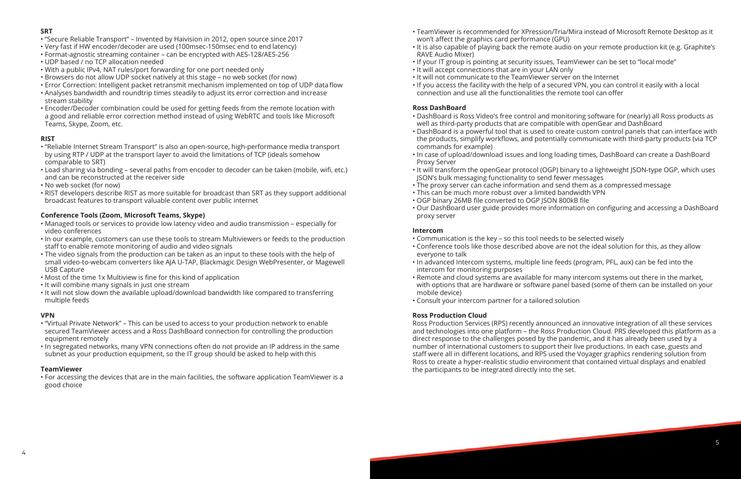### SRT

- "Secure Reliable Transport" – Invented by Haivision in 2012, open source since 2017
- Very fast if HW encoder/decoder are used (100msec-150msec end to end latency)
- Format-agnostic streaming container – can be encrypted with AES-128/AES-256
- UDP based / no TCP allocation needed
- With a public IPv4, NAT rules/port forwarding for one port needed only
- Browsers do not allow UDP socket natively at this stage – no web socket (for now)
- Error Correction: Intelligent packet retransmit mechanism implemented on top of UDP data flow
- Analyses bandwidth and roundtrip times steadily to adjust its error correction and increase stream stability
- Encoder/Decoder combination could be used for getting feeds from the remote location with a good and reliable error correction method instead of using WebRTC and tools like Microsoft Teams, Skype, Zoom, etc.

### RIST

- "Reliable Internet Stream Transport" is also an open-source, high-performance media transport by using RTP / UDP at the transport layer to avoid the limitations of TCP (ideals somehow comparable to SRT)
- Load sharing via bonding – several paths from encoder to decoder can be taken (mobile, wifi, etc.) and can be reconstructed at the receiver side
- No web socket (for now)
- RIST developers describe RIST as more suitable for broadcast than SRT as they support additional broadcast features to transport valuable content over public internet

### Conference Tools (Zoom, Microsoft Teams, Skype)

- Managed tools or services to provide low latency video and audio transmission – especially for video conferences
- In our example, customers can use these tools to stream Multiviewers or feeds to the production staff to enable remote monitoring of audio and video signals
- The video signals from the production can be taken as an input to these tools with the help of small video-to-webcam converters like AJA U-TAP, Blackmagic Design WebPresenter, or Magewell USB Capture
- Most of the time 1x Multiview is fine for this kind of application
- It will combine many signals in just one stream
- It will not slow down the available upload/download bandwidth like compared to transferring multiple feeds

### VPN

- "Virtual Private Network" – This can be used to access to your production network to enable secured TeamViewer access and a Ross DashBoard connection for controlling the production equipment remotely
- In segregated networks, many VPN connections often do not provide an IP address in the same subnet as your production equipment, so the IT group should be asked to help with this

### TeamViewer

- For accessing the devices that are in the main facilities, the software application TeamViewer is a good choice
- TeamViewer is recommended for XPression/Tria/Mira instead of Microsoft Remote Desktop as it won't affect the graphics card performance (GPU)
- It is also capable of playing back the remote audio on your remote production kit (e.g. Graphite's RAVE Audio Mixer)
- If your IT group is pointing at security issues, TeamViewer can be set to "local mode"
- It will accept connections that are in your LAN only
- It will not communicate to the TeamViewer server on the Internet
- If you access the facility with the help of a secured VPN, you can control it easily with a local connection and use all the functionalities the remote tool can offer

### Ross DashBoard

- DashBoard is Ross Video's free control and monitoring software for (nearly) all Ross products as well as third-party products that are compatible with openGear and DashBoard
- DashBoard is a powerful tool that is used to create custom control panels that can interface with the products, simplify workflows, and potentially communicate with third-party products (via TCP commands for example)
- In case of upload/download issues and long loading times, DashBoard can create a DashBoard Proxy Server
- It will transform the openGear protocol (OGP) binary to a lightweight JSON-type OGP, which uses JSON's bulk messaging functionality to send fewer messages
- The proxy server can cache information and send them as a compressed message
- This can be much more robust over a limited bandwidth VPN
- OGP binary 26MB file converted to OGP JSON 800kB file
- Our DashBoard user guide provides more information on configuring and accessing a DashBoard proxy server

### Intercom

- Communication is the key – so this tool needs to be selected wisely
- Conference tools like those described above are not the ideal solution for this, as they allow everyone to talk
- In advanced Intercom systems, multiple line feeds (program, PFL, aux) can be fed into the intercom for monitoring purposes
- Remote and cloud systems are available for many intercom systems out there in the market, with options that are hardware or software panel based (some of them can be installed on your mobile device)
- Consult your intercom partner for a tailored solution

### Ross Production Cloud

Ross Production Services (RPS) recently announced an innovative integration of all these services and technologies into one platform – the Ross Production Cloud. PRS developed this platform as a direct response to the challenges posed by the pandemic, and it has already been used by a number of international customers to support their live productions. In each case, guests and staff were all in different locations, and RPS used the Voyager graphics rendering solution from Ross to create a hyper-realistic studio environment that contained virtual displays and enabled the participants to be integrated directly into the set.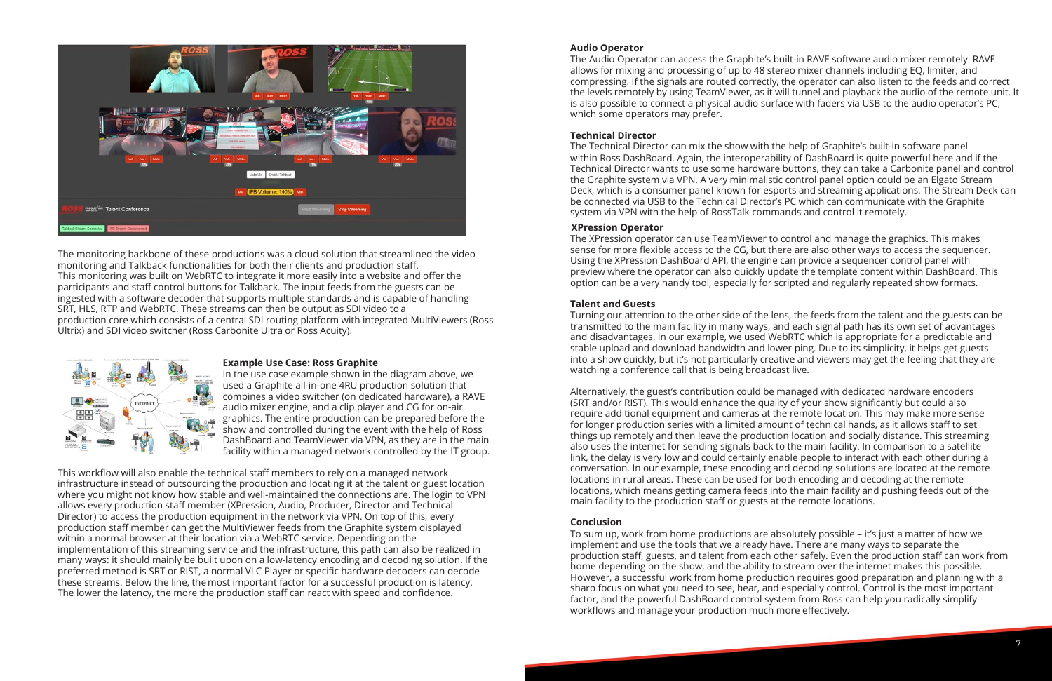The monitoring backbone of these productions was a cloud solution that streamlined the video monitoring and Talkback functionalities for both their clients and production staff. This monitoring was built on WebRTC to integrate it more easily into a website and offer the participants and staff control buttons for Talkback. The input feeds from the guests can be ingested with a software decoder that supports multiple standards and is capable of handling SRT, HLS, RTP and WebRTC. These streams can then be output as SDI video to a production core which consists of a central SDI routing platform with integrated MultiViewers (Ross Ultrix) and SDI video switcher (Ross Carbonite Ultra or Ross Acuity).

### Example Use Case: Ross Graphite

In the use case example shown in the diagram above, we used a Graphite all-in-one 4RU production solution that combines a video switcher (on dedicated hardware), a RAVE audio mixer engine, and a clip player and CG for on-air graphics. The entire production can be prepared before the show and controlled during the event with the help of Ross DashBoard and TeamViewer via VPN, as they are in the main facility within a managed network controlled by the IT group.

This workflow will also enable the technical staff members to rely on a managed network infrastructure instead of outsourcing the production and locating it at the talent or guest location where you might not know how stable and well-maintained the connections are. The login to VPN allows every production staff member (XPression, Audio, Producer, Director and Technical Director) to access the production equipment in the network via VPN. On top of this, every production staff member can get the MultiViewer feeds from the Graphite system displayed within a normal browser at their location via a WebRTC service. Depending on the implementation of this streaming service and the infrastructure, this path can also be realized in many ways: it should mainly be built upon on a low-latency encoding and decoding solution. If the preferred method is SRT or RIST, a normal VLC Player or specific hardware decoders can decode these streams. Below the line, the most important factor for a successful production is latency. The lower the latency, the more the production staff can react with speed and confidence.

### Audio Operator

The Audio Operator can access the Graphite's built-in RAVE software audio mixer remotely. RAVE allows for mixing and processing of up to 48 stereo mixer channels including EQ, limiter, and compressing. If the signals are routed correctly, the operator can also listen to the feeds and correct the levels remotely by using TeamViewer, as it will tunnel and playback the audio of the remote unit. It is also possible to connect a physical audio surface with faders via USB to the audio operator's PC, which some operators may prefer.

### Technical Director

The Technical Director can mix the show with the help of Graphite's built-in software panel within Ross DashBoard. Again, the interoperability of DashBoard is quite powerful here and if the Technical Director wants to use some hardware buttons, they can take a Carbonite panel and control the Graphite system via VPN. A very minimalistic control panel option could be an Elgato Stream Deck, which is a consumer panel known for esports and streaming applications. The Stream Deck can be connected via USB to the Technical Director's PC which can communicate with the Graphite system via VPN with the help of RossTalk commands and control it remotely.

### XPression Operator

The XPression operator can use TeamViewer to control and manage the graphics. This makes sense for more flexible access to the CG, but there are also other ways to access the sequencer. Using the XPression DashBoard API, the engine can provide a sequencer control panel with preview where the operator can also quickly update the template content within DashBoard. This option can be a very handy tool, especially for scripted and regularly repeated show formats.

### Talent and Guests

Turning our attention to the other side of the lens, the feeds from the talent and the guests can be transmitted to the main facility in many ways, and each signal path has its own set of advantages and disadvantages. In our example, we used WebRTC which is appropriate for a predictable and stable upload and download bandwidth and lower ping. Due to its simplicity, it helps get guests into a show quickly, but it's not particularly creative and viewers may get the feeling that they are watching a conference call that is being broadcast live.

Alternatively, the guest's contribution could be managed with dedicated hardware encoders (SRT and/or RIST). This would enhance the quality of your show significantly but could also require additional equipment and cameras at the remote location. This may make more sense for longer production series with a limited amount of technical hands, as it allows staff to set things up remotely and then leave the production location and socially distance. This streaming also uses the internet for sending signals back to the main facility. In comparison to a satellite link, the delay is very low and could certainly enable people to interact with each other during a conversation. In our example, these encoding and decoding solutions are located at the remote locations in rural areas. These can be used for both encoding and decoding at the remote locations, which means getting camera feeds into the main facility and pushing feeds out of the main facility to the production staff or guests at the remote locations.

### Conclusion

To sum up, work from home productions are absolutely possible – it's just a matter of how we implement and use the tools that we already have. There are many ways to separate the production staff, guests, and talent from each other safely. Even the production staff can work from home depending on the show, and the ability to stream over the internet makes this possible. However, a successful work from home production requires good preparation and planning with a sharp focus on what you need to see, hear, and especially control. Control is the most important factor, and the powerful DashBoard control system from Ross can help you radically simplify workflows and manage your production much more effectively.